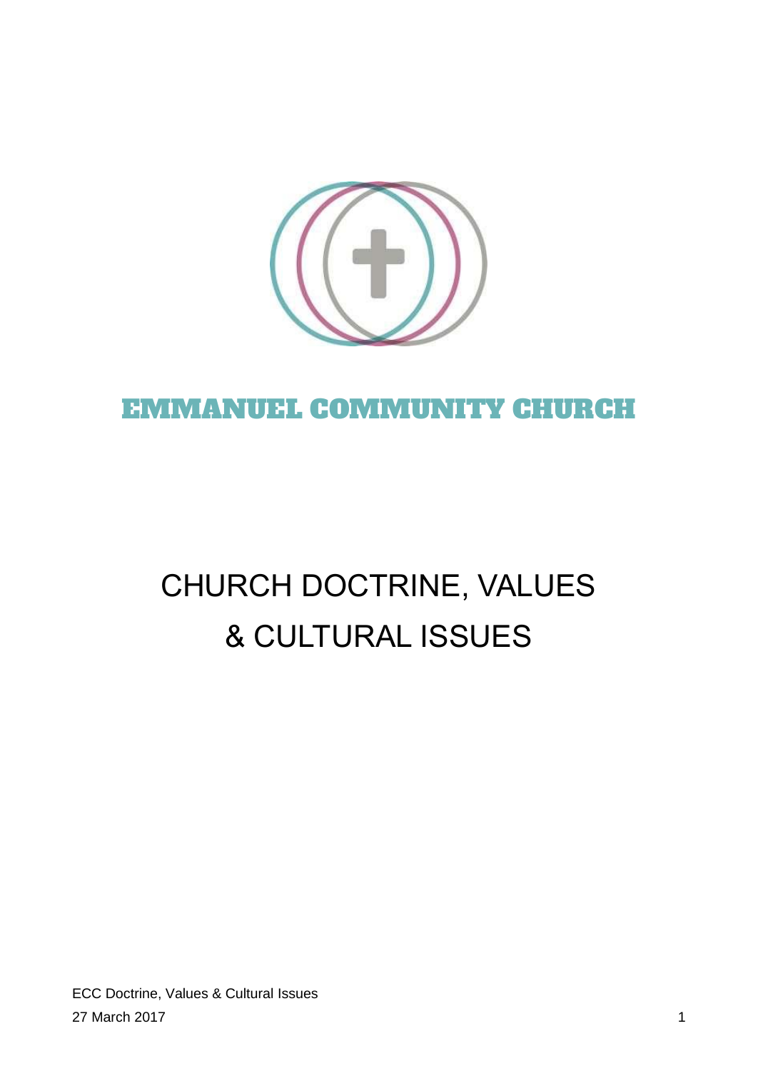# EMMANUEL COMMUNITY CHURCH

# CHURCH DOCTRINE, VALUES & CULTURAL ISSUES

ECC Doctrine, Values & Cultural Issues
27 March 2017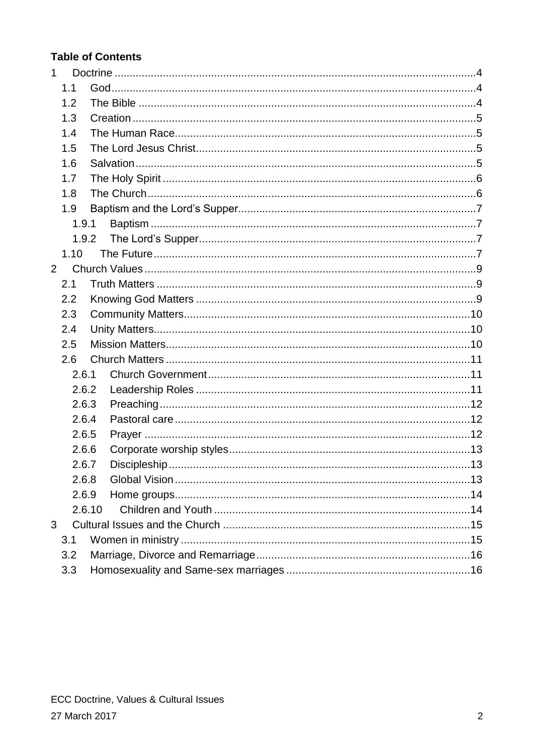**Table of Contents**

1 Doctrine ..... 4
- 1.1 God ..... 4
- 1.2 The Bible ..... 4
- 1.3 Creation ..... 5
- 1.4 The Human Race ..... 5
- 1.5 The Lord Jesus Christ ..... 5
- 1.6 Salvation ..... 5
- 1.7 The Holy Spirit ..... 6
- 1.8 The Church ..... 6
- 1.9 Baptism and the Lord's Supper ..... 7
  - 1.9.1 Baptism ..... 7
  - 1.9.2 The Lord's Supper ..... 7
- 1.10 The Future ..... 7

2 Church Values ..... 9
- 2.1 Truth Matters ..... 9
- 2.2 Knowing God Matters ..... 9
- 2.3 Community Matters ..... 10
- 2.4 Unity Matters ..... 10
- 2.5 Mission Matters ..... 10
- 2.6 Church Matters ..... 11
  - 2.6.1 Church Government ..... 11
  - 2.6.2 Leadership Roles ..... 11
  - 2.6.3 Preaching ..... 12
  - 2.6.4 Pastoral care ..... 12
  - 2.6.5 Prayer ..... 12
  - 2.6.6 Corporate worship styles ..... 13
  - 2.6.7 Discipleship ..... 13
  - 2.6.8 Global Vision ..... 13
  - 2.6.9 Home groups ..... 14
  - 2.6.10 Children and Youth ..... 14

3 Cultural Issues and the Church ..... 15
- 3.1 Women in ministry ..... 15
- 3.2 Marriage, Divorce and Remarriage ..... 16
- 3.3 Homosexuality and Same-sex marriages ..... 16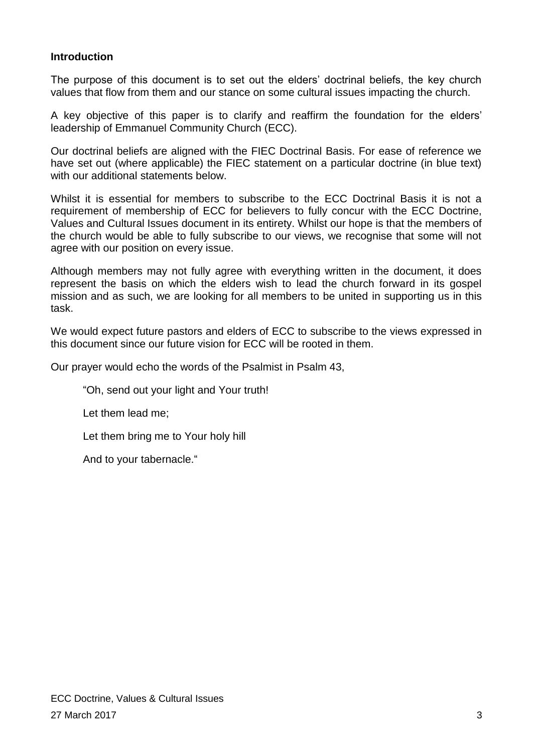**Introduction**

The purpose of this document is to set out the elders' doctrinal beliefs, the key church values that flow from them and our stance on some cultural issues impacting the church.

A key objective of this paper is to clarify and reaffirm the foundation for the elders' leadership of Emmanuel Community Church (ECC).

Our doctrinal beliefs are aligned with the FIEC Doctrinal Basis. For ease of reference we have set out (where applicable) the FIEC statement on a particular doctrine (in blue text) with our additional statements below.

Whilst it is essential for members to subscribe to the ECC Doctrinal Basis it is not a requirement of membership of ECC for believers to fully concur with the ECC Doctrine, Values and Cultural Issues document in its entirety. Whilst our hope is that the members of the church would be able to fully subscribe to our views, we recognise that some will not agree with our position on every issue.

Although members may not fully agree with everything written in the document, it does represent the basis on which the elders wish to lead the church forward in its gospel mission and as such, we are looking for all members to be united in supporting us in this task.

We would expect future pastors and elders of ECC to subscribe to the views expressed in this document since our future vision for ECC will be rooted in them.

Our prayer would echo the words of the Psalmist in Psalm 43,

> "Oh, send out your light and Your truth!
>
> Let them lead me;
>
> Let them bring me to Your holy hill
>
> And to your tabernacle."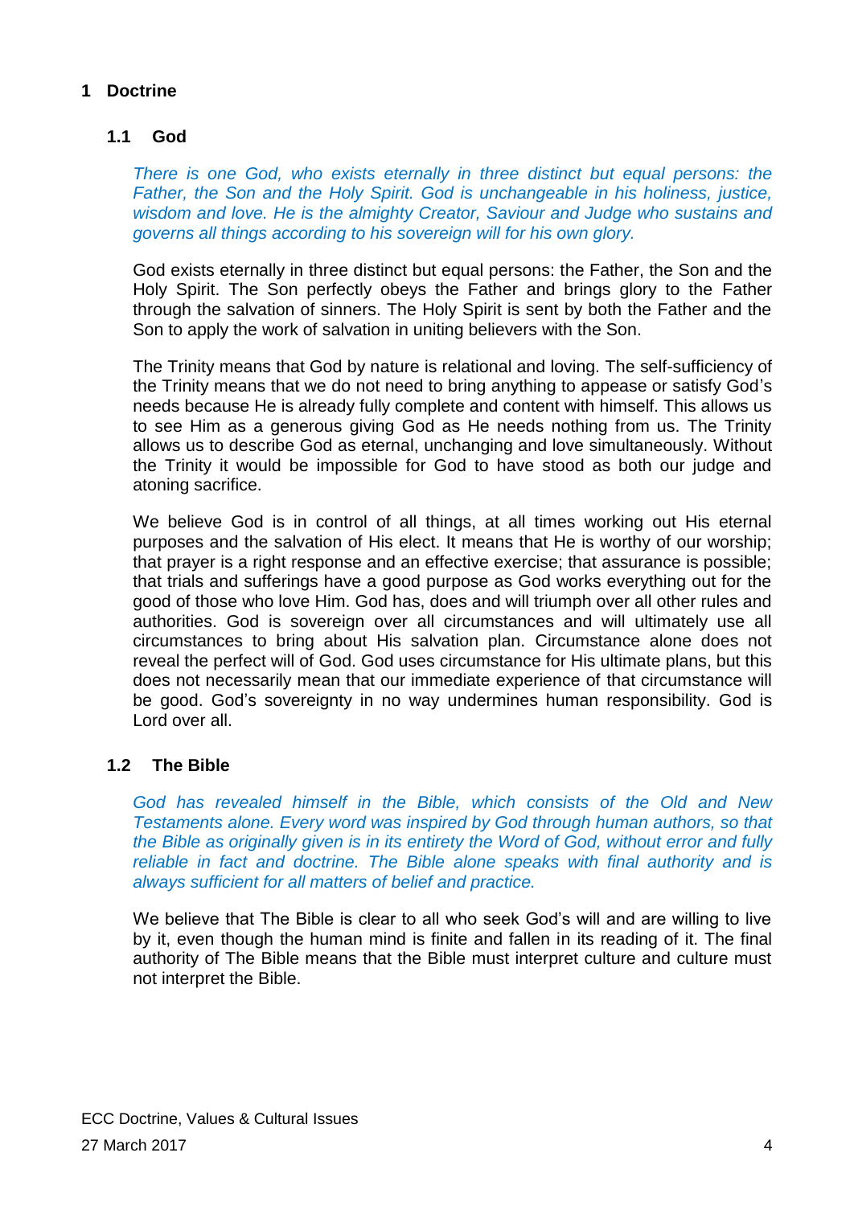# 1 Doctrine

## 1.1 God

*There is one God, who exists eternally in three distinct but equal persons: the Father, the Son and the Holy Spirit. God is unchangeable in his holiness, justice, wisdom and love. He is the almighty Creator, Saviour and Judge who sustains and governs all things according to his sovereign will for his own glory.*

God exists eternally in three distinct but equal persons: the Father, the Son and the Holy Spirit. The Son perfectly obeys the Father and brings glory to the Father through the salvation of sinners. The Holy Spirit is sent by both the Father and the Son to apply the work of salvation in uniting believers with the Son.

The Trinity means that God by nature is relational and loving. The self-sufficiency of the Trinity means that we do not need to bring anything to appease or satisfy God's needs because He is already fully complete and content with himself. This allows us to see Him as a generous giving God as He needs nothing from us. The Trinity allows us to describe God as eternal, unchanging and love simultaneously. Without the Trinity it would be impossible for God to have stood as both our judge and atoning sacrifice.

We believe God is in control of all things, at all times working out His eternal purposes and the salvation of His elect. It means that He is worthy of our worship; that prayer is a right response and an effective exercise; that assurance is possible; that trials and sufferings have a good purpose as God works everything out for the good of those who love Him. God has, does and will triumph over all other rules and authorities. God is sovereign over all circumstances and will ultimately use all circumstances to bring about His salvation plan. Circumstance alone does not reveal the perfect will of God. God uses circumstance for His ultimate plans, but this does not necessarily mean that our immediate experience of that circumstance will be good. God's sovereignty in no way undermines human responsibility. God is Lord over all.

## 1.2 The Bible

*God has revealed himself in the Bible, which consists of the Old and New Testaments alone. Every word was inspired by God through human authors, so that the Bible as originally given is in its entirety the Word of God, without error and fully reliable in fact and doctrine. The Bible alone speaks with final authority and is always sufficient for all matters of belief and practice.*

We believe that The Bible is clear to all who seek God's will and are willing to live by it, even though the human mind is finite and fallen in its reading of it. The final authority of The Bible means that the Bible must interpret culture and culture must not interpret the Bible.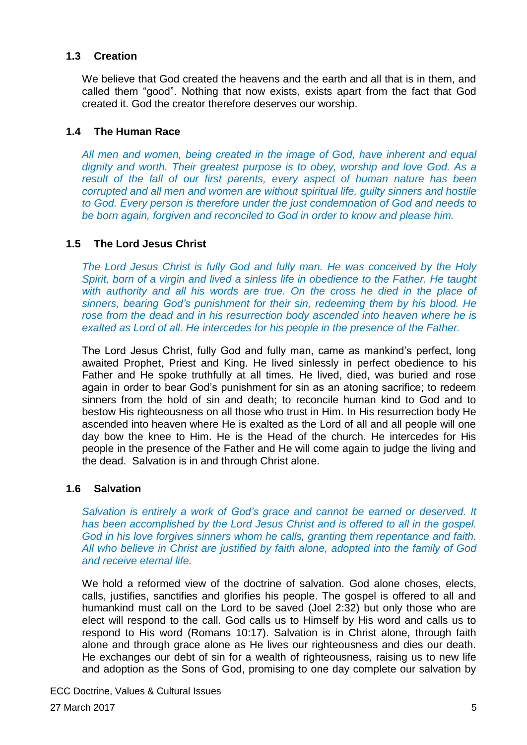### 1.3 Creation

We believe that God created the heavens and the earth and all that is in them, and called them "good". Nothing that now exists, exists apart from the fact that God created it. God the creator therefore deserves our worship.

### 1.4 The Human Race

*All men and women, being created in the image of God, have inherent and equal dignity and worth. Their greatest purpose is to obey, worship and love God. As a result of the fall of our first parents, every aspect of human nature has been corrupted and all men and women are without spiritual life, guilty sinners and hostile to God. Every person is therefore under the just condemnation of God and needs to be born again, forgiven and reconciled to God in order to know and please him.*

### 1.5 The Lord Jesus Christ

*The Lord Jesus Christ is fully God and fully man. He was conceived by the Holy Spirit, born of a virgin and lived a sinless life in obedience to the Father. He taught with authority and all his words are true. On the cross he died in the place of sinners, bearing God's punishment for their sin, redeeming them by his blood. He rose from the dead and in his resurrection body ascended into heaven where he is exalted as Lord of all. He intercedes for his people in the presence of the Father.*

The Lord Jesus Christ, fully God and fully man, came as mankind's perfect, long awaited Prophet, Priest and King. He lived sinlessly in perfect obedience to his Father and He spoke truthfully at all times. He lived, died, was buried and rose again in order to bear God's punishment for sin as an atoning sacrifice; to redeem sinners from the hold of sin and death; to reconcile human kind to God and to bestow His righteousness on all those who trust in Him. In His resurrection body He ascended into heaven where He is exalted as the Lord of all and all people will one day bow the knee to Him. He is the Head of the church. He intercedes for His people in the presence of the Father and He will come again to judge the living and the dead. Salvation is in and through Christ alone.

### 1.6 Salvation

*Salvation is entirely a work of God's grace and cannot be earned or deserved. It has been accomplished by the Lord Jesus Christ and is offered to all in the gospel. God in his love forgives sinners whom he calls, granting them repentance and faith. All who believe in Christ are justified by faith alone, adopted into the family of God and receive eternal life.*

We hold a reformed view of the doctrine of salvation. God alone choses, elects, calls, justifies, sanctifies and glorifies his people. The gospel is offered to all and humankind must call on the Lord to be saved (Joel 2:32) but only those who are elect will respond to the call. God calls us to Himself by His word and calls us to respond to His word (Romans 10:17). Salvation is in Christ alone, through faith alone and through grace alone as He lives our righteousness and dies our death. He exchanges our debt of sin for a wealth of righteousness, raising us to new life and adoption as the Sons of God, promising to one day complete our salvation by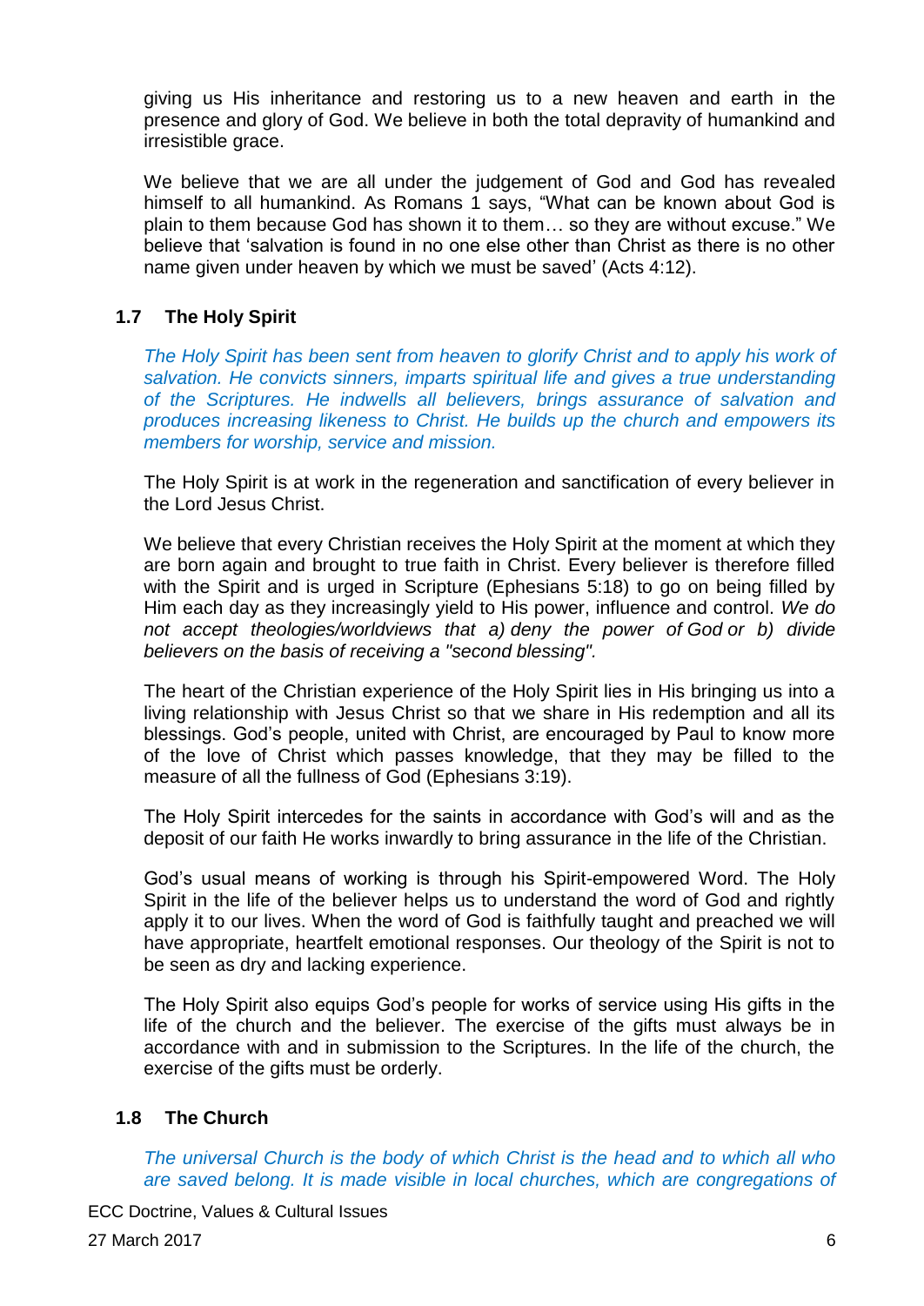giving us His inheritance and restoring us to a new heaven and earth in the presence and glory of God. We believe in both the total depravity of humankind and irresistible grace.

We believe that we are all under the judgement of God and God has revealed himself to all humankind. As Romans 1 says, "What can be known about God is plain to them because God has shown it to them… so they are without excuse." We believe that 'salvation is found in no one else other than Christ as there is no other name given under heaven by which we must be saved' (Acts 4:12).

### 1.7 The Holy Spirit

*The Holy Spirit has been sent from heaven to glorify Christ and to apply his work of salvation. He convicts sinners, imparts spiritual life and gives a true understanding of the Scriptures. He indwells all believers, brings assurance of salvation and produces increasing likeness to Christ. He builds up the church and empowers its members for worship, service and mission.*

The Holy Spirit is at work in the regeneration and sanctification of every believer in the Lord Jesus Christ.

We believe that every Christian receives the Holy Spirit at the moment at which they are born again and brought to true faith in Christ. Every believer is therefore filled with the Spirit and is urged in Scripture (Ephesians 5:18) to go on being filled by Him each day as they increasingly yield to His power, influence and control. *We do not accept theologies/worldviews that a) deny the power of God or b) divide believers on the basis of receiving a "second blessing".*

The heart of the Christian experience of the Holy Spirit lies in His bringing us into a living relationship with Jesus Christ so that we share in His redemption and all its blessings. God's people, united with Christ, are encouraged by Paul to know more of the love of Christ which passes knowledge, that they may be filled to the measure of all the fullness of God (Ephesians 3:19).

The Holy Spirit intercedes for the saints in accordance with God's will and as the deposit of our faith He works inwardly to bring assurance in the life of the Christian.

God's usual means of working is through his Spirit-empowered Word. The Holy Spirit in the life of the believer helps us to understand the word of God and rightly apply it to our lives. When the word of God is faithfully taught and preached we will have appropriate, heartfelt emotional responses. Our theology of the Spirit is not to be seen as dry and lacking experience.

The Holy Spirit also equips God's people for works of service using His gifts in the life of the church and the believer. The exercise of the gifts must always be in accordance with and in submission to the Scriptures. In the life of the church, the exercise of the gifts must be orderly.

### 1.8 The Church

*The universal Church is the body of which Christ is the head and to which all who are saved belong. It is made visible in local churches, which are congregations of*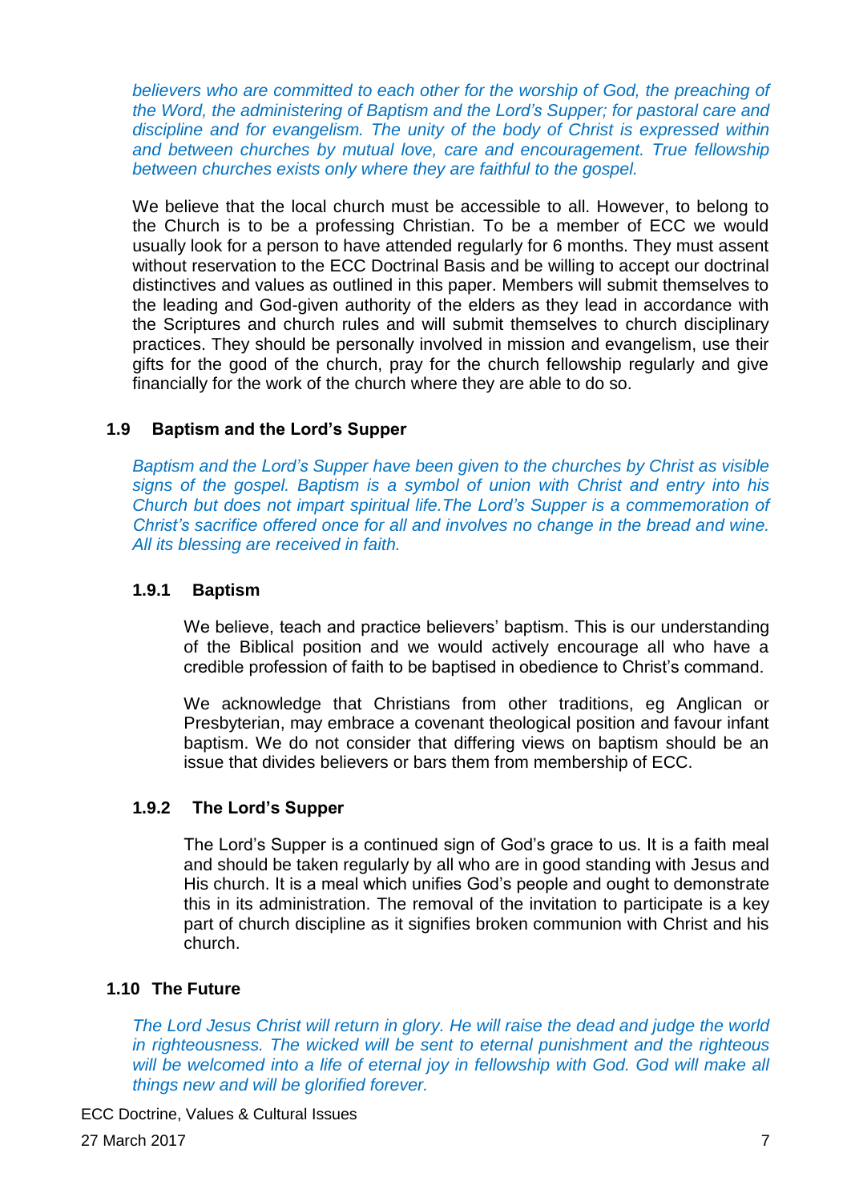*believers who are committed to each other for the worship of God, the preaching of the Word, the administering of Baptism and the Lord's Supper; for pastoral care and discipline and for evangelism. The unity of the body of Christ is expressed within and between churches by mutual love, care and encouragement. True fellowship between churches exists only where they are faithful to the gospel.*

We believe that the local church must be accessible to all. However, to belong to the Church is to be a professing Christian. To be a member of ECC we would usually look for a person to have attended regularly for 6 months. They must assent without reservation to the ECC Doctrinal Basis and be willing to accept our doctrinal distinctives and values as outlined in this paper. Members will submit themselves to the leading and God-given authority of the elders as they lead in accordance with the Scriptures and church rules and will submit themselves to church disciplinary practices. They should be personally involved in mission and evangelism, use their gifts for the good of the church, pray for the church fellowship regularly and give financially for the work of the church where they are able to do so.

### 1.9 Baptism and the Lord's Supper

*Baptism and the Lord's Supper have been given to the churches by Christ as visible signs of the gospel. Baptism is a symbol of union with Christ and entry into his Church but does not impart spiritual life.The Lord's Supper is a commemoration of Christ's sacrifice offered once for all and involves no change in the bread and wine. All its blessing are received in faith.*

#### 1.9.1 Baptism

We believe, teach and practice believers' baptism. This is our understanding of the Biblical position and we would actively encourage all who have a credible profession of faith to be baptised in obedience to Christ's command.

We acknowledge that Christians from other traditions, eg Anglican or Presbyterian, may embrace a covenant theological position and favour infant baptism. We do not consider that differing views on baptism should be an issue that divides believers or bars them from membership of ECC.

#### 1.9.2 The Lord's Supper

The Lord's Supper is a continued sign of God's grace to us. It is a faith meal and should be taken regularly by all who are in good standing with Jesus and His church. It is a meal which unifies God's people and ought to demonstrate this in its administration. The removal of the invitation to participate is a key part of church discipline as it signifies broken communion with Christ and his church.

### 1.10 The Future

*The Lord Jesus Christ will return in glory. He will raise the dead and judge the world in righteousness. The wicked will be sent to eternal punishment and the righteous will be welcomed into a life of eternal joy in fellowship with God. God will make all things new and will be glorified forever.*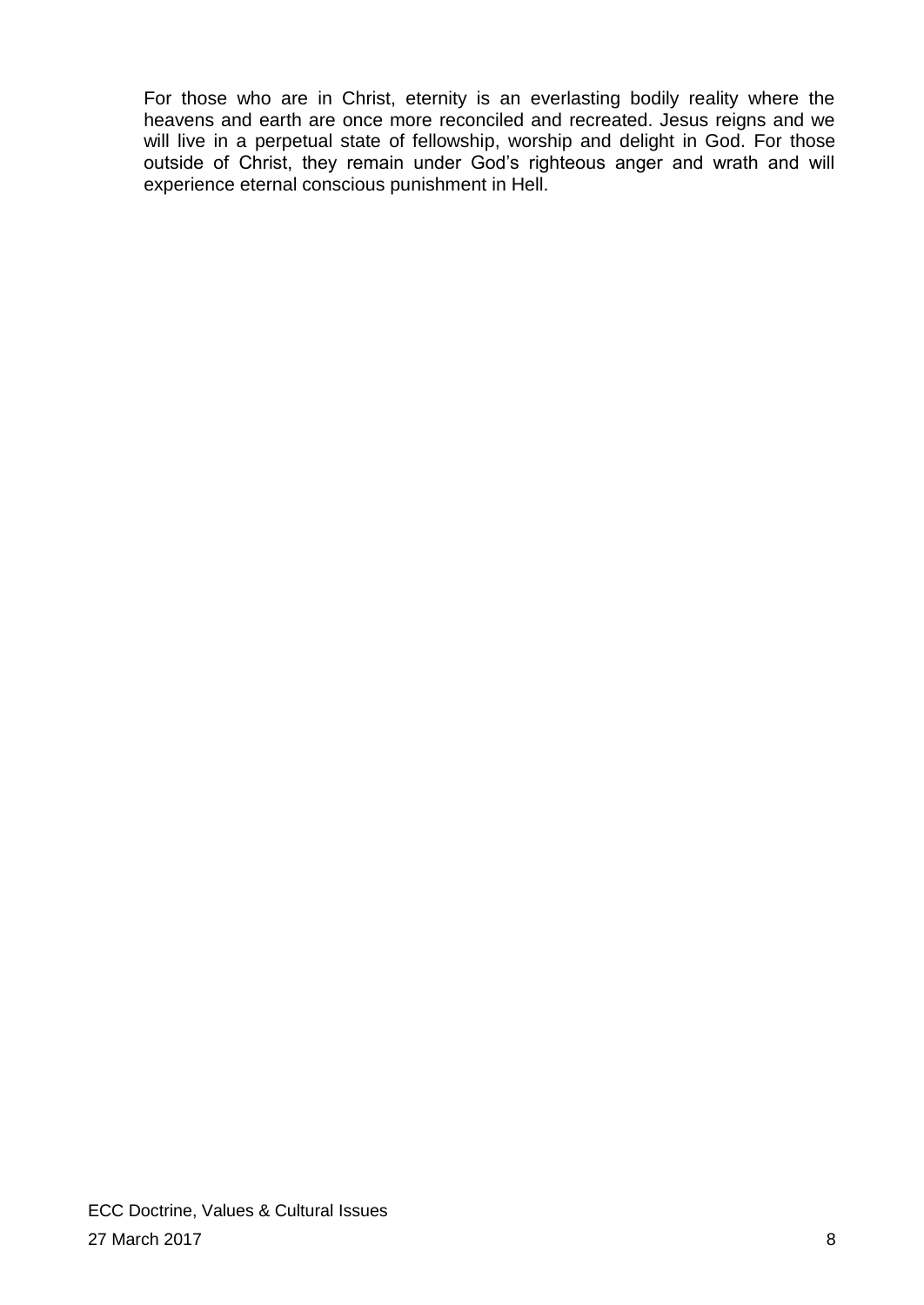For those who are in Christ, eternity is an everlasting bodily reality where the heavens and earth are once more reconciled and recreated. Jesus reigns and we will live in a perpetual state of fellowship, worship and delight in God. For those outside of Christ, they remain under God's righteous anger and wrath and will experience eternal conscious punishment in Hell.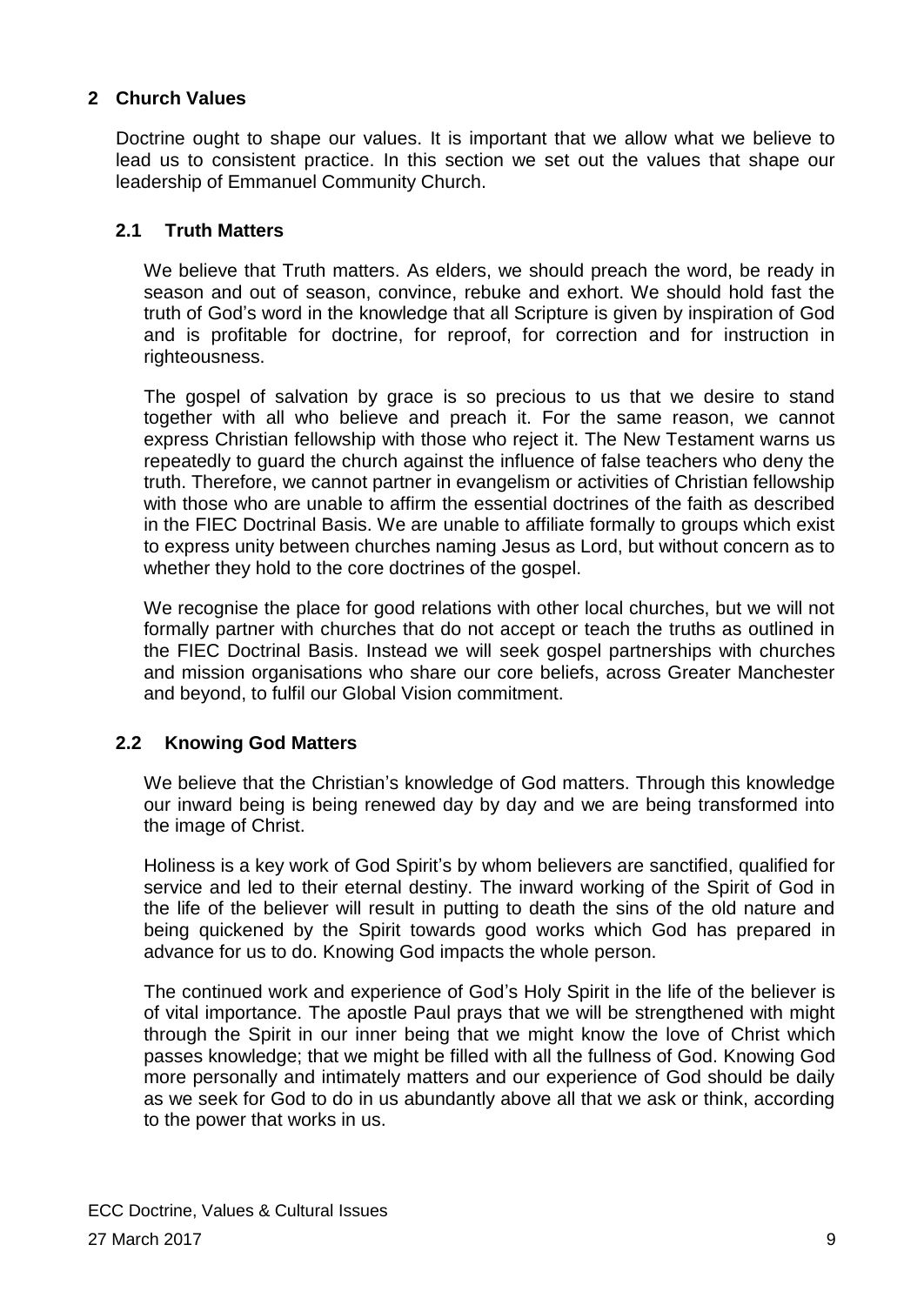## 2 Church Values

Doctrine ought to shape our values. It is important that we allow what we believe to lead us to consistent practice. In this section we set out the values that shape our leadership of Emmanuel Community Church.

### 2.1 Truth Matters

We believe that Truth matters. As elders, we should preach the word, be ready in season and out of season, convince, rebuke and exhort. We should hold fast the truth of God's word in the knowledge that all Scripture is given by inspiration of God and is profitable for doctrine, for reproof, for correction and for instruction in righteousness.

The gospel of salvation by grace is so precious to us that we desire to stand together with all who believe and preach it. For the same reason, we cannot express Christian fellowship with those who reject it. The New Testament warns us repeatedly to guard the church against the influence of false teachers who deny the truth. Therefore, we cannot partner in evangelism or activities of Christian fellowship with those who are unable to affirm the essential doctrines of the faith as described in the FIEC Doctrinal Basis. We are unable to affiliate formally to groups which exist to express unity between churches naming Jesus as Lord, but without concern as to whether they hold to the core doctrines of the gospel.

We recognise the place for good relations with other local churches, but we will not formally partner with churches that do not accept or teach the truths as outlined in the FIEC Doctrinal Basis. Instead we will seek gospel partnerships with churches and mission organisations who share our core beliefs, across Greater Manchester and beyond, to fulfil our Global Vision commitment.

### 2.2 Knowing God Matters

We believe that the Christian's knowledge of God matters. Through this knowledge our inward being is being renewed day by day and we are being transformed into the image of Christ.

Holiness is a key work of God Spirit's by whom believers are sanctified, qualified for service and led to their eternal destiny. The inward working of the Spirit of God in the life of the believer will result in putting to death the sins of the old nature and being quickened by the Spirit towards good works which God has prepared in advance for us to do. Knowing God impacts the whole person.

The continued work and experience of God's Holy Spirit in the life of the believer is of vital importance. The apostle Paul prays that we will be strengthened with might through the Spirit in our inner being that we might know the love of Christ which passes knowledge; that we might be filled with all the fullness of God. Knowing God more personally and intimately matters and our experience of God should be daily as we seek for God to do in us abundantly above all that we ask or think, according to the power that works in us.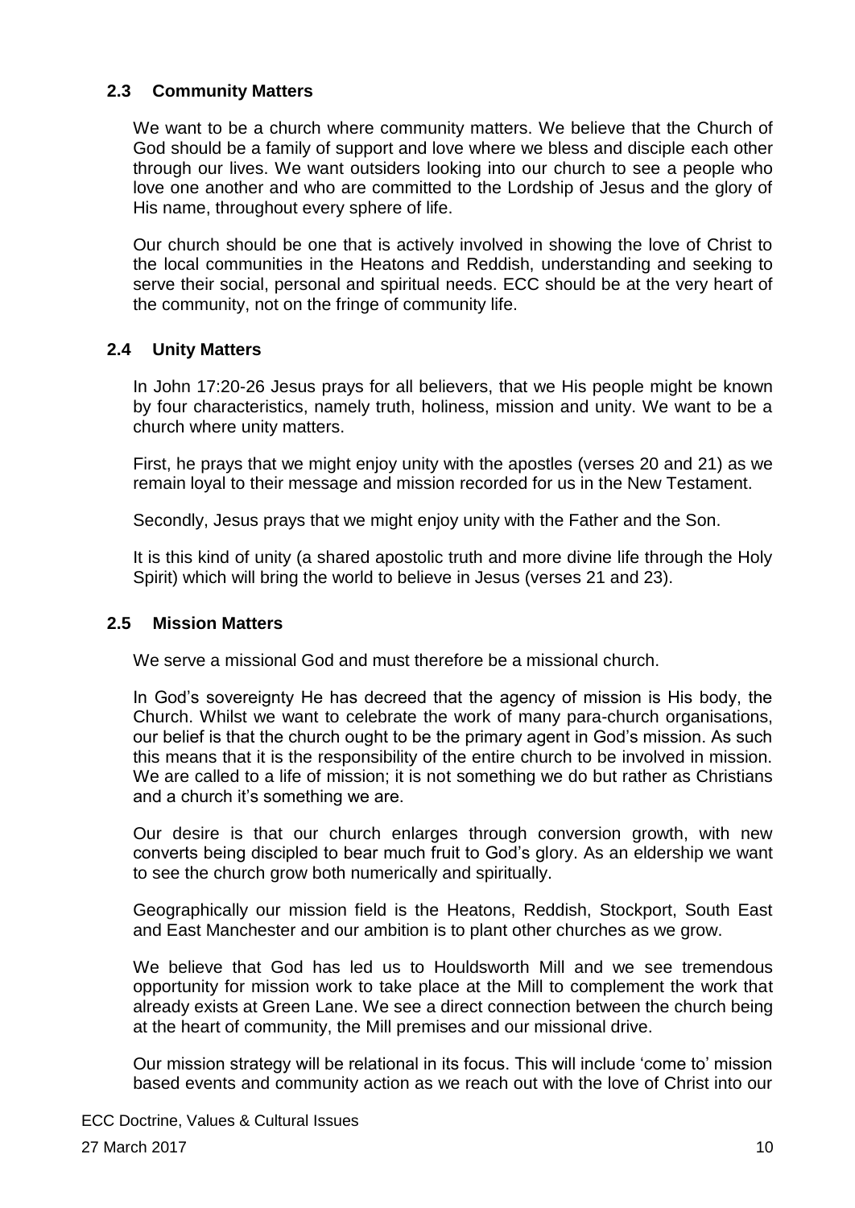### 2.3 Community Matters

We want to be a church where community matters. We believe that the Church of God should be a family of support and love where we bless and disciple each other through our lives. We want outsiders looking into our church to see a people who love one another and who are committed to the Lordship of Jesus and the glory of His name, throughout every sphere of life.

Our church should be one that is actively involved in showing the love of Christ to the local communities in the Heatons and Reddish, understanding and seeking to serve their social, personal and spiritual needs. ECC should be at the very heart of the community, not on the fringe of community life.

### 2.4 Unity Matters

In John 17:20-26 Jesus prays for all believers, that we His people might be known by four characteristics, namely truth, holiness, mission and unity. We want to be a church where unity matters.

First, he prays that we might enjoy unity with the apostles (verses 20 and 21) as we remain loyal to their message and mission recorded for us in the New Testament.

Secondly, Jesus prays that we might enjoy unity with the Father and the Son.

It is this kind of unity (a shared apostolic truth and more divine life through the Holy Spirit) which will bring the world to believe in Jesus (verses 21 and 23).

### 2.5 Mission Matters

We serve a missional God and must therefore be a missional church.

In God's sovereignty He has decreed that the agency of mission is His body, the Church. Whilst we want to celebrate the work of many para-church organisations, our belief is that the church ought to be the primary agent in God's mission. As such this means that it is the responsibility of the entire church to be involved in mission. We are called to a life of mission; it is not something we do but rather as Christians and a church it's something we are.

Our desire is that our church enlarges through conversion growth, with new converts being discipled to bear much fruit to God's glory. As an eldership we want to see the church grow both numerically and spiritually.

Geographically our mission field is the Heatons, Reddish, Stockport, South East and East Manchester and our ambition is to plant other churches as we grow.

We believe that God has led us to Houldsworth Mill and we see tremendous opportunity for mission work to take place at the Mill to complement the work that already exists at Green Lane. We see a direct connection between the church being at the heart of community, the Mill premises and our missional drive.

Our mission strategy will be relational in its focus. This will include 'come to' mission based events and community action as we reach out with the love of Christ into our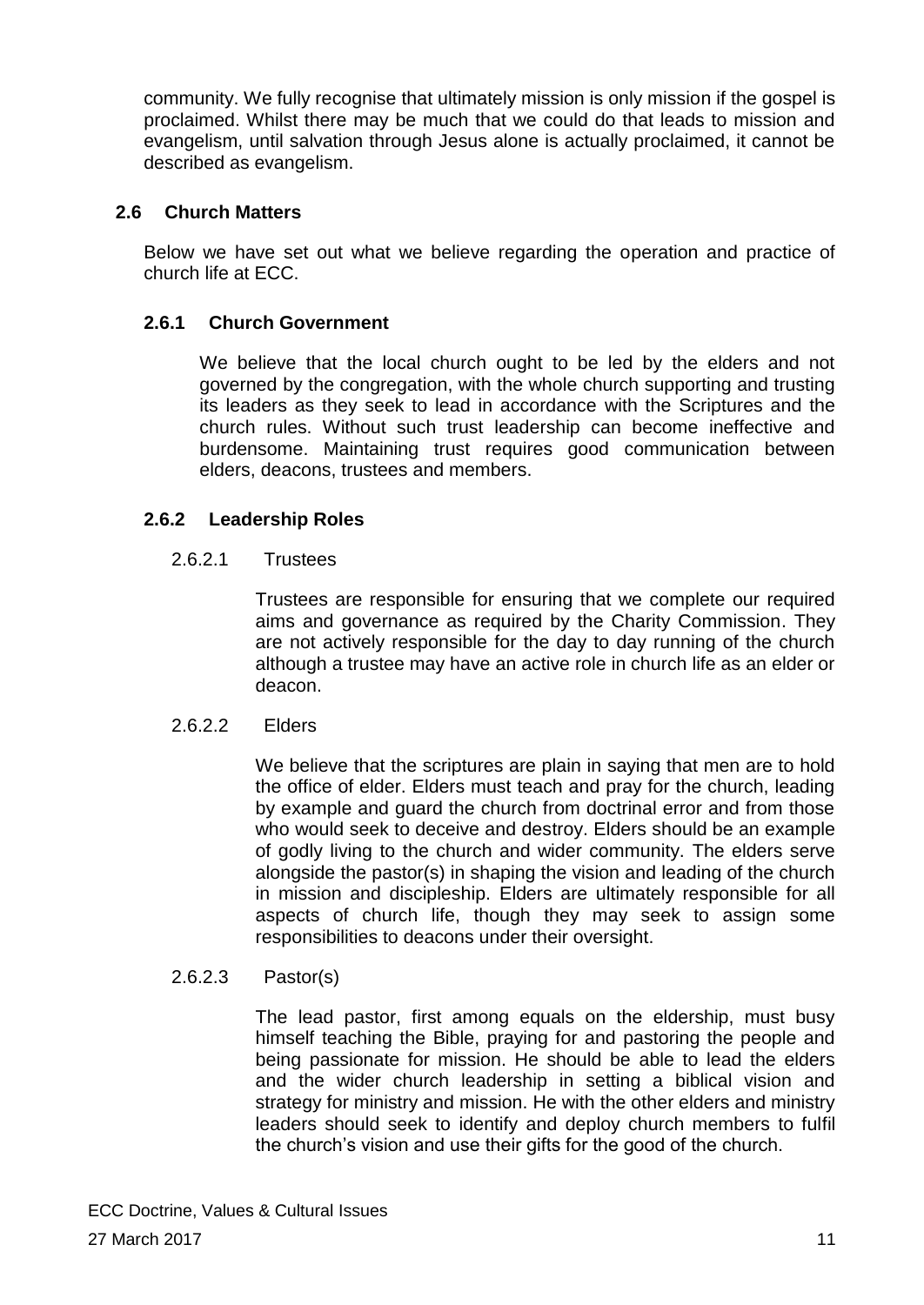community. We fully recognise that ultimately mission is only mission if the gospel is proclaimed. Whilst there may be much that we could do that leads to mission and evangelism, until salvation through Jesus alone is actually proclaimed, it cannot be described as evangelism.

## 2.6 Church Matters

Below we have set out what we believe regarding the operation and practice of church life at ECC.

### 2.6.1 Church Government

We believe that the local church ought to be led by the elders and not governed by the congregation, with the whole church supporting and trusting its leaders as they seek to lead in accordance with the Scriptures and the church rules. Without such trust leadership can become ineffective and burdensome. Maintaining trust requires good communication between elders, deacons, trustees and members.

### 2.6.2 Leadership Roles

#### 2.6.2.1 Trustees

Trustees are responsible for ensuring that we complete our required aims and governance as required by the Charity Commission. They are not actively responsible for the day to day running of the church although a trustee may have an active role in church life as an elder or deacon.

#### 2.6.2.2 Elders

We believe that the scriptures are plain in saying that men are to hold the office of elder. Elders must teach and pray for the church, leading by example and guard the church from doctrinal error and from those who would seek to deceive and destroy. Elders should be an example of godly living to the church and wider community. The elders serve alongside the pastor(s) in shaping the vision and leading of the church in mission and discipleship. Elders are ultimately responsible for all aspects of church life, though they may seek to assign some responsibilities to deacons under their oversight.

#### 2.6.2.3 Pastor(s)

The lead pastor, first among equals on the eldership, must busy himself teaching the Bible, praying for and pastoring the people and being passionate for mission. He should be able to lead the elders and the wider church leadership in setting a biblical vision and strategy for ministry and mission. He with the other elders and ministry leaders should seek to identify and deploy church members to fulfil the church's vision and use their gifts for the good of the church.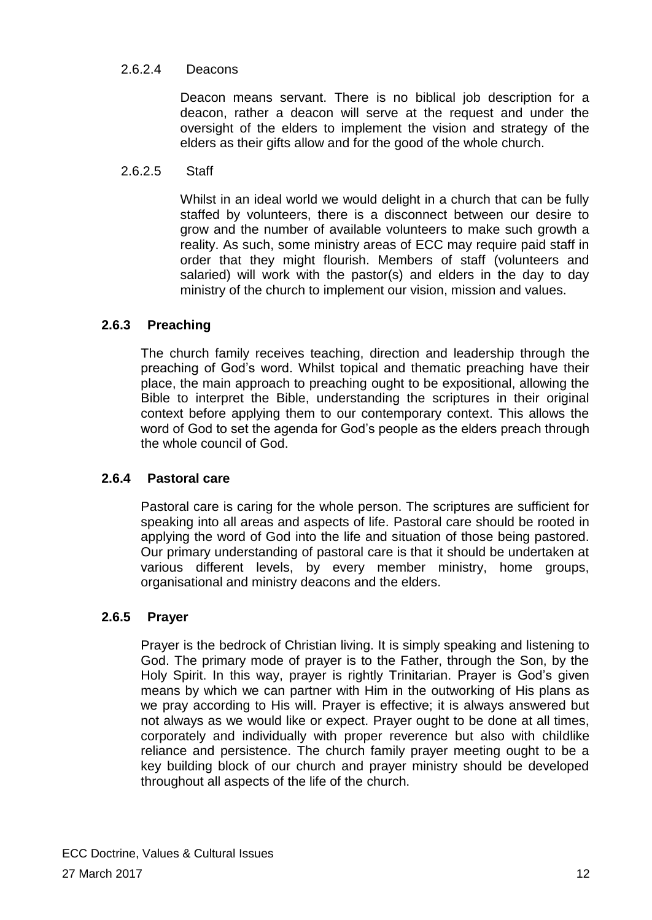#### 2.6.2.4 Deacons

Deacon means servant. There is no biblical job description for a deacon, rather a deacon will serve at the request and under the oversight of the elders to implement the vision and strategy of the elders as their gifts allow and for the good of the whole church.

#### 2.6.2.5 Staff

Whilst in an ideal world we would delight in a church that can be fully staffed by volunteers, there is a disconnect between our desire to grow and the number of available volunteers to make such growth a reality. As such, some ministry areas of ECC may require paid staff in order that they might flourish. Members of staff (volunteers and salaried) will work with the pastor(s) and elders in the day to day ministry of the church to implement our vision, mission and values.

### 2.6.3 Preaching

The church family receives teaching, direction and leadership through the preaching of God's word. Whilst topical and thematic preaching have their place, the main approach to preaching ought to be expositional, allowing the Bible to interpret the Bible, understanding the scriptures in their original context before applying them to our contemporary context. This allows the word of God to set the agenda for God's people as the elders preach through the whole council of God.

### 2.6.4 Pastoral care

Pastoral care is caring for the whole person. The scriptures are sufficient for speaking into all areas and aspects of life. Pastoral care should be rooted in applying the word of God into the life and situation of those being pastored. Our primary understanding of pastoral care is that it should be undertaken at various different levels, by every member ministry, home groups, organisational and ministry deacons and the elders.

### 2.6.5 Prayer

Prayer is the bedrock of Christian living. It is simply speaking and listening to God. The primary mode of prayer is to the Father, through the Son, by the Holy Spirit. In this way, prayer is rightly Trinitarian. Prayer is God's given means by which we can partner with Him in the outworking of His plans as we pray according to His will. Prayer is effective; it is always answered but not always as we would like or expect. Prayer ought to be done at all times, corporately and individually with proper reverence but also with childlike reliance and persistence. The church family prayer meeting ought to be a key building block of our church and prayer ministry should be developed throughout all aspects of the life of the church.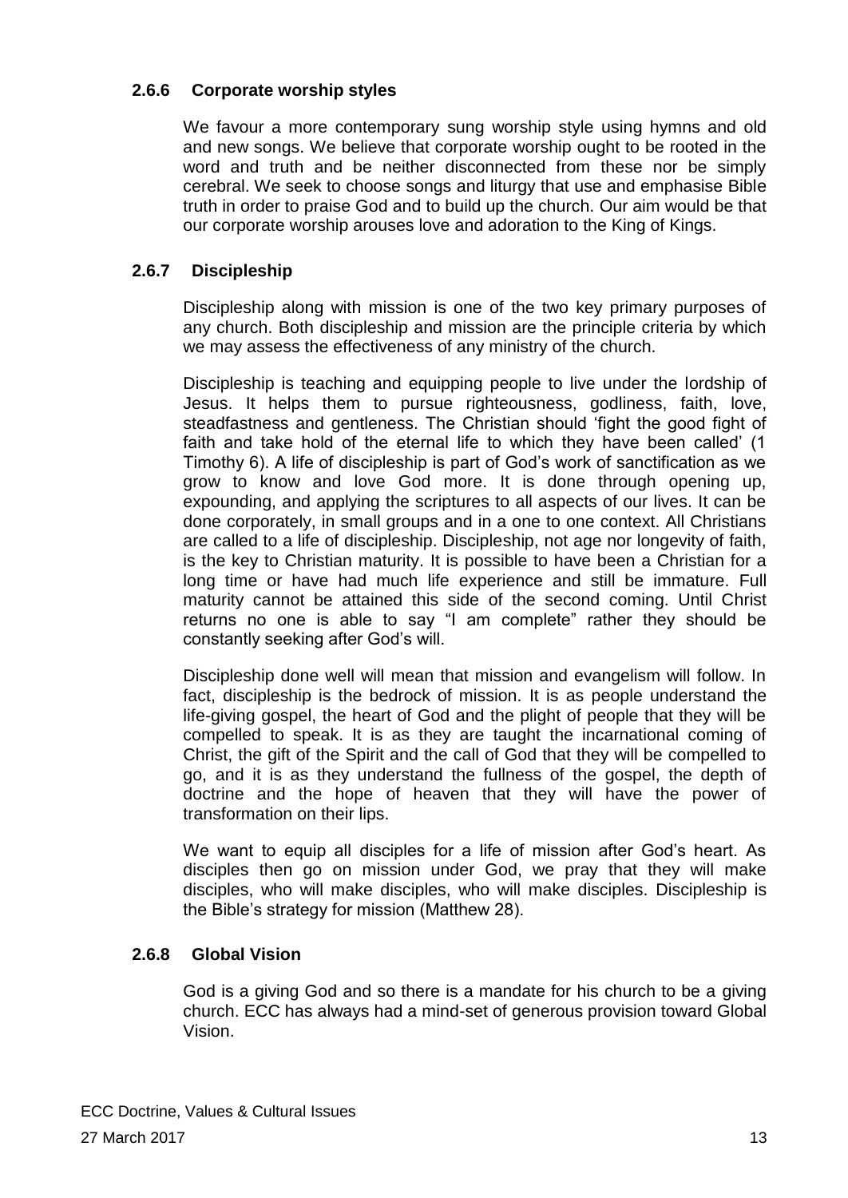### 2.6.6 Corporate worship styles

We favour a more contemporary sung worship style using hymns and old and new songs. We believe that corporate worship ought to be rooted in the word and truth and be neither disconnected from these nor be simply cerebral. We seek to choose songs and liturgy that use and emphasise Bible truth in order to praise God and to build up the church. Our aim would be that our corporate worship arouses love and adoration to the King of Kings.

### 2.6.7 Discipleship

Discipleship along with mission is one of the two key primary purposes of any church. Both discipleship and mission are the principle criteria by which we may assess the effectiveness of any ministry of the church.

Discipleship is teaching and equipping people to live under the lordship of Jesus. It helps them to pursue righteousness, godliness, faith, love, steadfastness and gentleness. The Christian should 'fight the good fight of faith and take hold of the eternal life to which they have been called' (1 Timothy 6). A life of discipleship is part of God's work of sanctification as we grow to know and love God more. It is done through opening up, expounding, and applying the scriptures to all aspects of our lives. It can be done corporately, in small groups and in a one to one context. All Christians are called to a life of discipleship. Discipleship, not age nor longevity of faith, is the key to Christian maturity. It is possible to have been a Christian for a long time or have had much life experience and still be immature. Full maturity cannot be attained this side of the second coming. Until Christ returns no one is able to say "I am complete" rather they should be constantly seeking after God's will.

Discipleship done well will mean that mission and evangelism will follow. In fact, discipleship is the bedrock of mission. It is as people understand the life-giving gospel, the heart of God and the plight of people that they will be compelled to speak. It is as they are taught the incarnational coming of Christ, the gift of the Spirit and the call of God that they will be compelled to go, and it is as they understand the fullness of the gospel, the depth of doctrine and the hope of heaven that they will have the power of transformation on their lips.

We want to equip all disciples for a life of mission after God's heart. As disciples then go on mission under God, we pray that they will make disciples, who will make disciples, who will make disciples. Discipleship is the Bible's strategy for mission (Matthew 28).

### 2.6.8 Global Vision

God is a giving God and so there is a mandate for his church to be a giving church. ECC has always had a mind-set of generous provision toward Global Vision.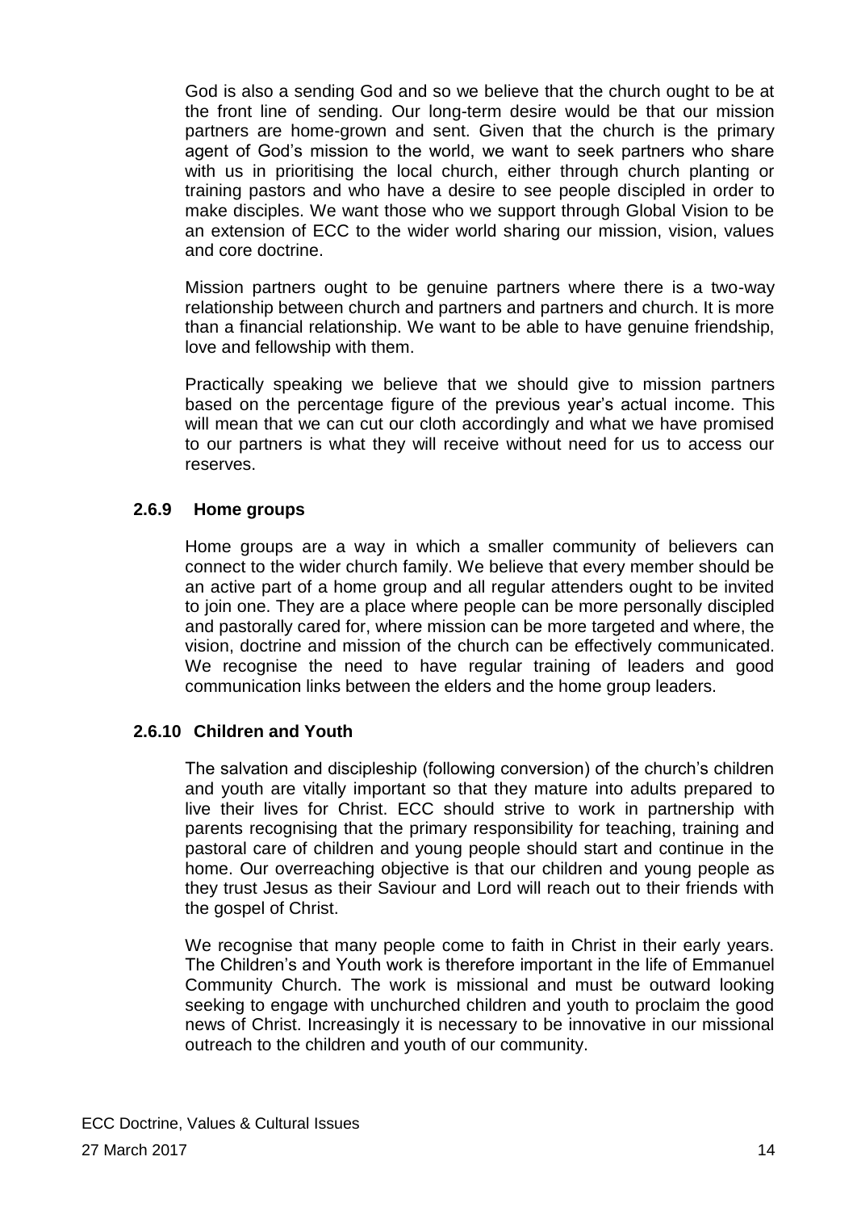God is also a sending God and so we believe that the church ought to be at the front line of sending. Our long-term desire would be that our mission partners are home-grown and sent. Given that the church is the primary agent of God's mission to the world, we want to seek partners who share with us in prioritising the local church, either through church planting or training pastors and who have a desire to see people discipled in order to make disciples. We want those who we support through Global Vision to be an extension of ECC to the wider world sharing our mission, vision, values and core doctrine.

Mission partners ought to be genuine partners where there is a two-way relationship between church and partners and partners and church. It is more than a financial relationship. We want to be able to have genuine friendship, love and fellowship with them.

Practically speaking we believe that we should give to mission partners based on the percentage figure of the previous year's actual income. This will mean that we can cut our cloth accordingly and what we have promised to our partners is what they will receive without need for us to access our reserves.

### 2.6.9 Home groups

Home groups are a way in which a smaller community of believers can connect to the wider church family. We believe that every member should be an active part of a home group and all regular attenders ought to be invited to join one. They are a place where people can be more personally discipled and pastorally cared for, where mission can be more targeted and where, the vision, doctrine and mission of the church can be effectively communicated. We recognise the need to have regular training of leaders and good communication links between the elders and the home group leaders.

### 2.6.10 Children and Youth

The salvation and discipleship (following conversion) of the church's children and youth are vitally important so that they mature into adults prepared to live their lives for Christ. ECC should strive to work in partnership with parents recognising that the primary responsibility for teaching, training and pastoral care of children and young people should start and continue in the home. Our overreaching objective is that our children and young people as they trust Jesus as their Saviour and Lord will reach out to their friends with the gospel of Christ.

We recognise that many people come to faith in Christ in their early years. The Children's and Youth work is therefore important in the life of Emmanuel Community Church. The work is missional and must be outward looking seeking to engage with unchurched children and youth to proclaim the good news of Christ. Increasingly it is necessary to be innovative in our missional outreach to the children and youth of our community.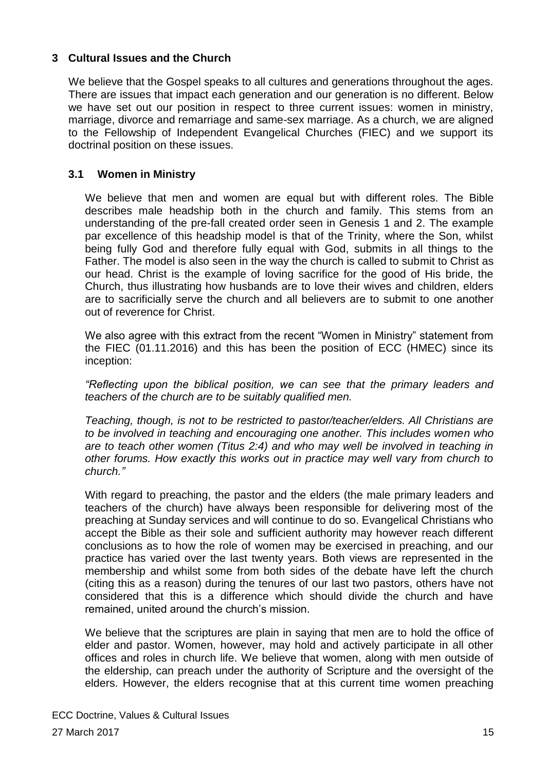## 3 Cultural Issues and the Church

We believe that the Gospel speaks to all cultures and generations throughout the ages. There are issues that impact each generation and our generation is no different. Below we have set out our position in respect to three current issues: women in ministry, marriage, divorce and remarriage and same-sex marriage. As a church, we are aligned to the Fellowship of Independent Evangelical Churches (FIEC) and we support its doctrinal position on these issues.

### 3.1 Women in Ministry

We believe that men and women are equal but with different roles. The Bible describes male headship both in the church and family. This stems from an understanding of the pre-fall created order seen in Genesis 1 and 2. The example par excellence of this headship model is that of the Trinity, where the Son, whilst being fully God and therefore fully equal with God, submits in all things to the Father. The model is also seen in the way the church is called to submit to Christ as our head. Christ is the example of loving sacrifice for the good of His bride, the Church, thus illustrating how husbands are to love their wives and children, elders are to sacrificially serve the church and all believers are to submit to one another out of reverence for Christ.

We also agree with this extract from the recent "Women in Ministry" statement from the FIEC (01.11.2016) and this has been the position of ECC (HMEC) since its inception:

*"Reflecting upon the biblical position, we can see that the primary leaders and teachers of the church are to be suitably qualified men.*

*Teaching, though, is not to be restricted to pastor/teacher/elders. All Christians are to be involved in teaching and encouraging one another. This includes women who are to teach other women (Titus 2:4) and who may well be involved in teaching in other forums. How exactly this works out in practice may well vary from church to church."*

With regard to preaching, the pastor and the elders (the male primary leaders and teachers of the church) have always been responsible for delivering most of the preaching at Sunday services and will continue to do so. Evangelical Christians who accept the Bible as their sole and sufficient authority may however reach different conclusions as to how the role of women may be exercised in preaching, and our practice has varied over the last twenty years. Both views are represented in the membership and whilst some from both sides of the debate have left the church (citing this as a reason) during the tenures of our last two pastors, others have not considered that this is a difference which should divide the church and have remained, united around the church's mission.

We believe that the scriptures are plain in saying that men are to hold the office of elder and pastor. Women, however, may hold and actively participate in all other offices and roles in church life. We believe that women, along with men outside of the eldership, can preach under the authority of Scripture and the oversight of the elders. However, the elders recognise that at this current time women preaching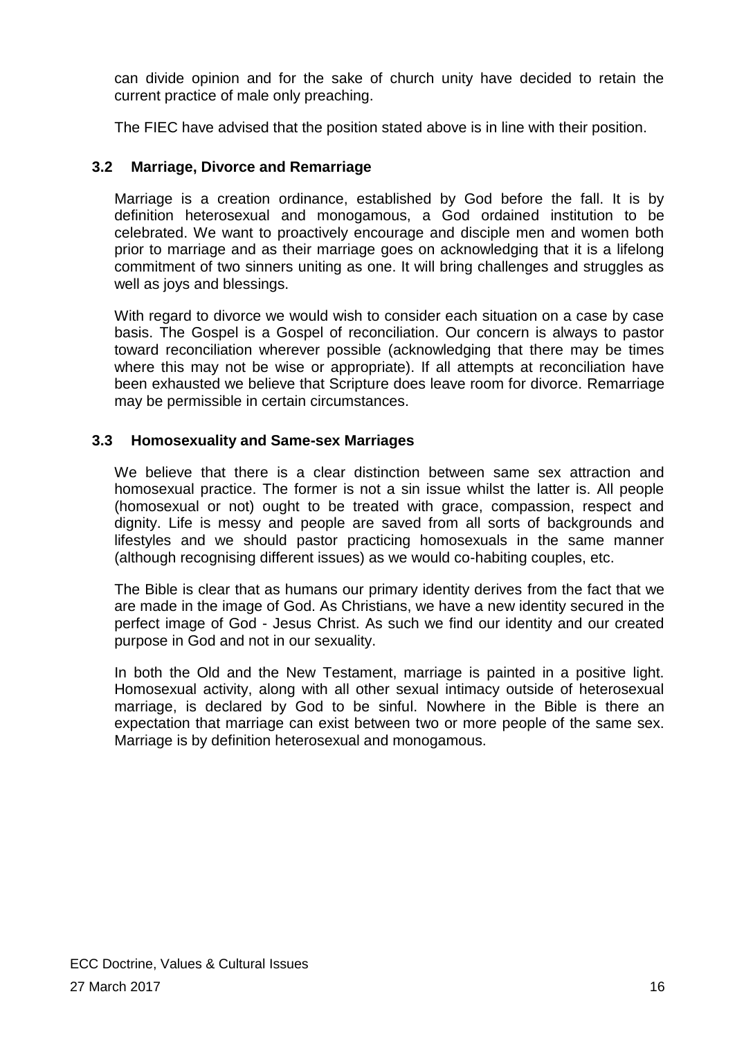can divide opinion and for the sake of church unity have decided to retain the current practice of male only preaching.

The FIEC have advised that the position stated above is in line with their position.

### 3.2 Marriage, Divorce and Remarriage

Marriage is a creation ordinance, established by God before the fall. It is by definition heterosexual and monogamous, a God ordained institution to be celebrated. We want to proactively encourage and disciple men and women both prior to marriage and as their marriage goes on acknowledging that it is a lifelong commitment of two sinners uniting as one. It will bring challenges and struggles as well as joys and blessings.

With regard to divorce we would wish to consider each situation on a case by case basis. The Gospel is a Gospel of reconciliation. Our concern is always to pastor toward reconciliation wherever possible (acknowledging that there may be times where this may not be wise or appropriate). If all attempts at reconciliation have been exhausted we believe that Scripture does leave room for divorce. Remarriage may be permissible in certain circumstances.

### 3.3 Homosexuality and Same-sex Marriages

We believe that there is a clear distinction between same sex attraction and homosexual practice. The former is not a sin issue whilst the latter is. All people (homosexual or not) ought to be treated with grace, compassion, respect and dignity. Life is messy and people are saved from all sorts of backgrounds and lifestyles and we should pastor practicing homosexuals in the same manner (although recognising different issues) as we would co-habiting couples, etc.

The Bible is clear that as humans our primary identity derives from the fact that we are made in the image of God. As Christians, we have a new identity secured in the perfect image of God - Jesus Christ. As such we find our identity and our created purpose in God and not in our sexuality.

In both the Old and the New Testament, marriage is painted in a positive light. Homosexual activity, along with all other sexual intimacy outside of heterosexual marriage, is declared by God to be sinful. Nowhere in the Bible is there an expectation that marriage can exist between two or more people of the same sex. Marriage is by definition heterosexual and monogamous.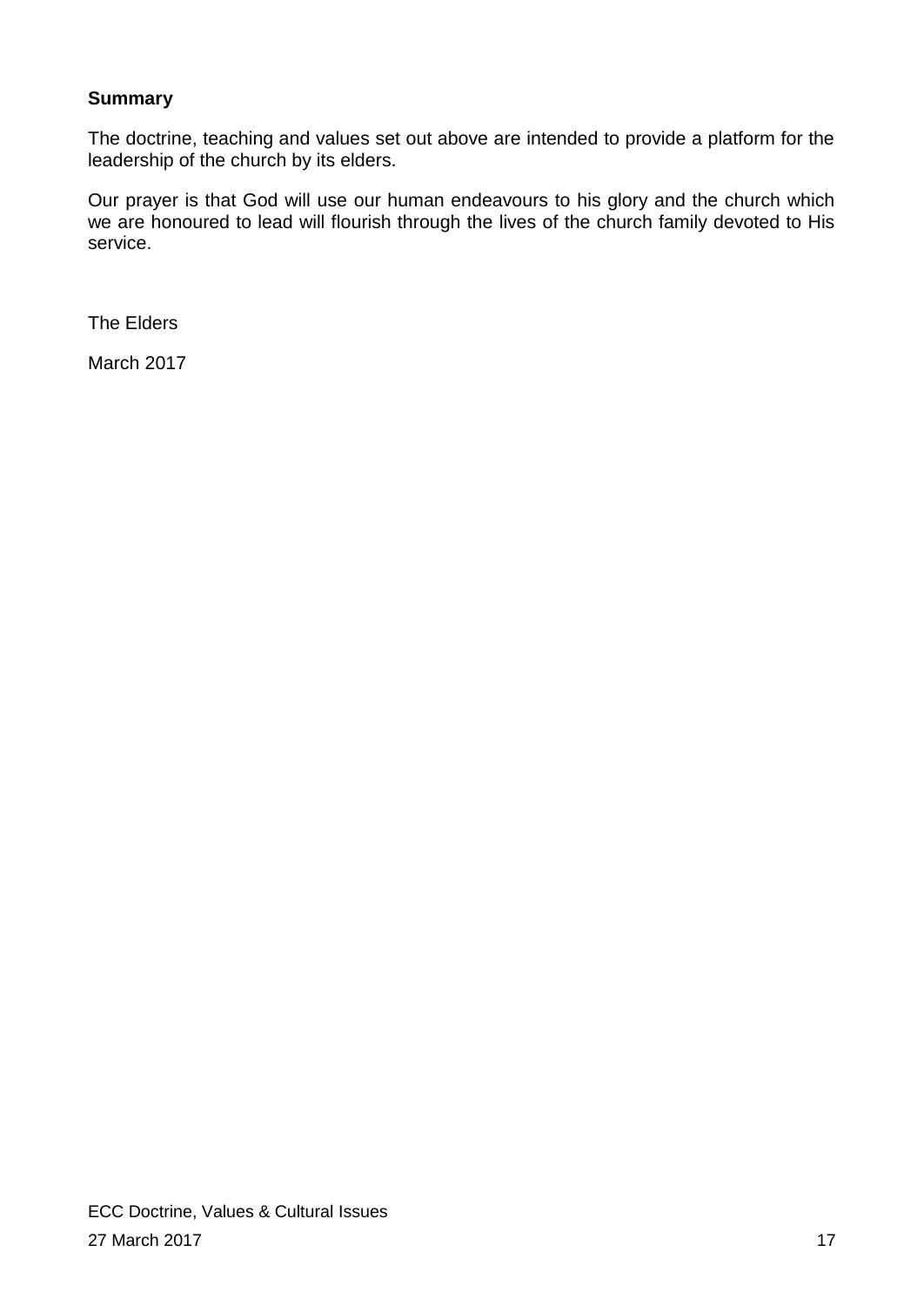**Summary**

The doctrine, teaching and values set out above are intended to provide a platform for the leadership of the church by its elders.

Our prayer is that God will use our human endeavours to his glory and the church which we are honoured to lead will flourish through the lives of the church family devoted to His service.

The Elders

March 2017